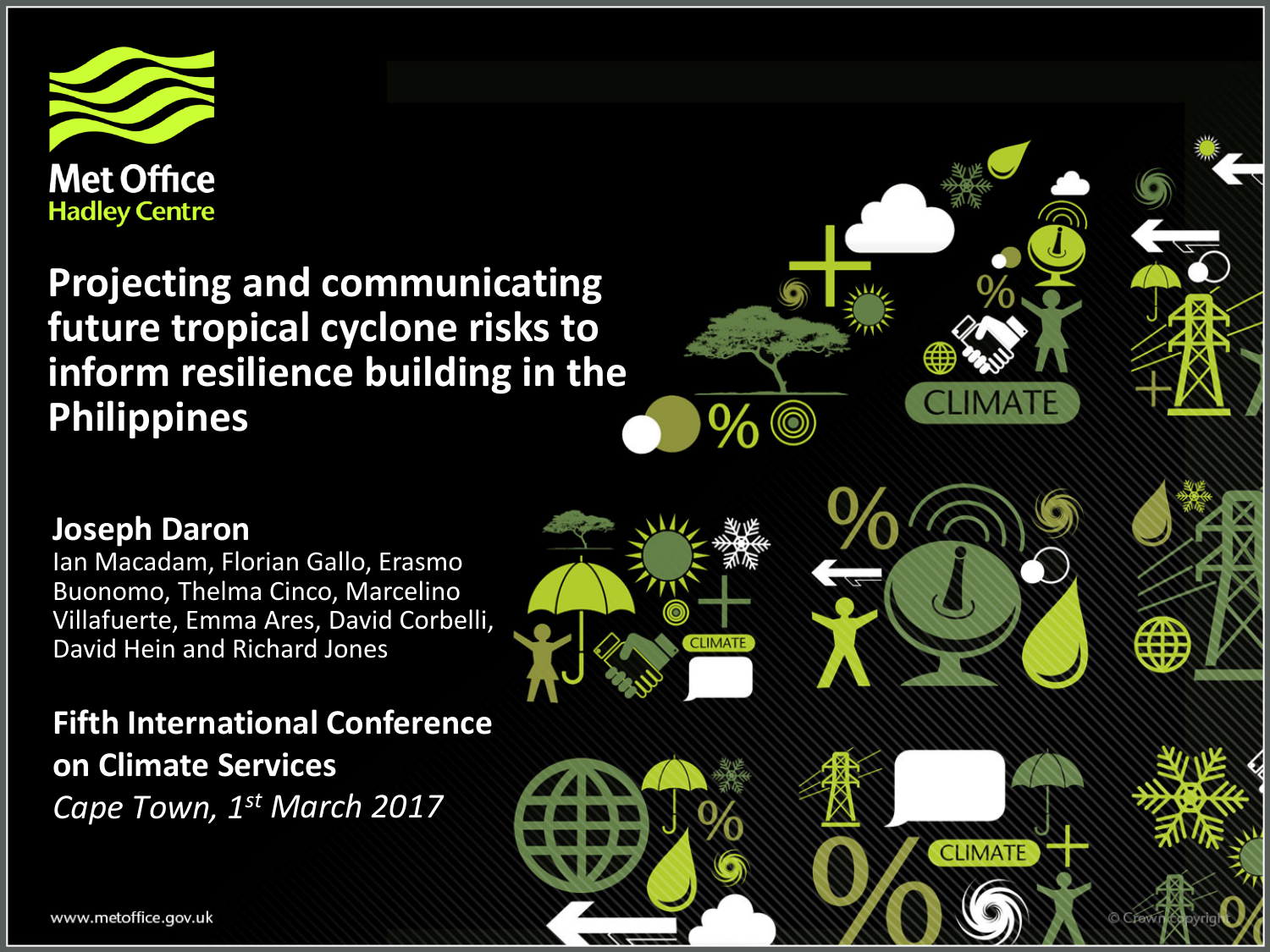Met Office
Hadley Centre

# Projecting and communicating future tropical cyclone risks to inform resilience building in the Philippines

**Joseph Daron**
Ian Macadam, Florian Gallo, Erasmo Buonomo, Thelma Cinco, Marcelino Villafuerte, Emma Ares, David Corbelli, David Hein and Richard Jones

**Fifth International Conference on Climate Services**
*Cape Town, 1st March 2017*

www.metoffice.gov.uk

© Crown copyright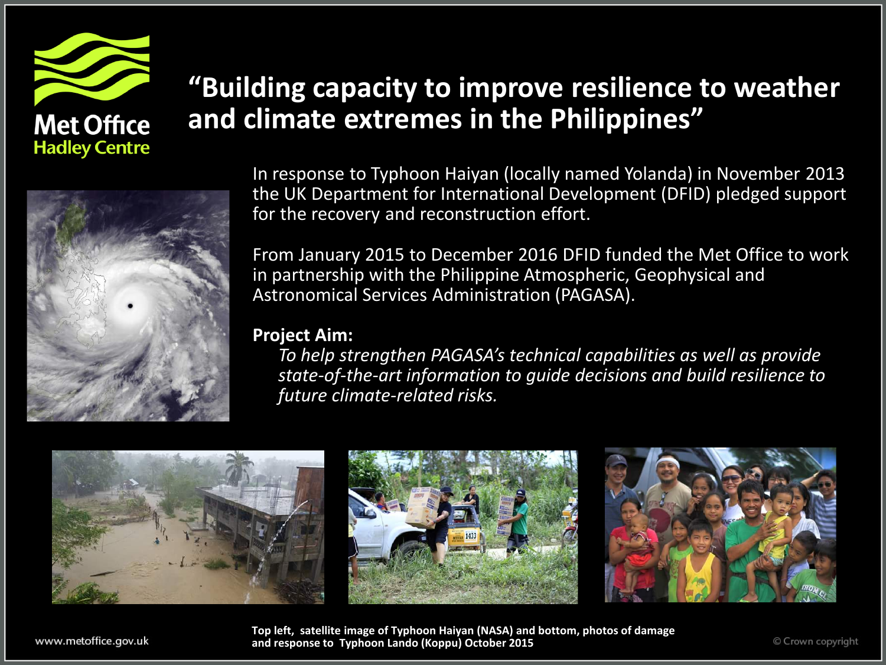# "Building capacity to improve resilience to weather and climate extremes in the Philippines"

In response to Typhoon Haiyan (locally named Yolanda) in November 2013 the UK Department for International Development (DFID) pledged support for the recovery and reconstruction effort.

From January 2015 to December 2016 DFID funded the Met Office to work in partnership with the Philippine Atmospheric, Geophysical and Astronomical Services Administration (PAGASA).

**Project Aim:**

*To help strengthen PAGASA's technical capabilities as well as provide state-of-the-art information to guide decisions and build resilience to future climate-related risks.*

**Top left, satellite image of Typhoon Haiyan (NASA) and bottom, photos of damage and response to Typhoon Lando (Koppu) October 2015**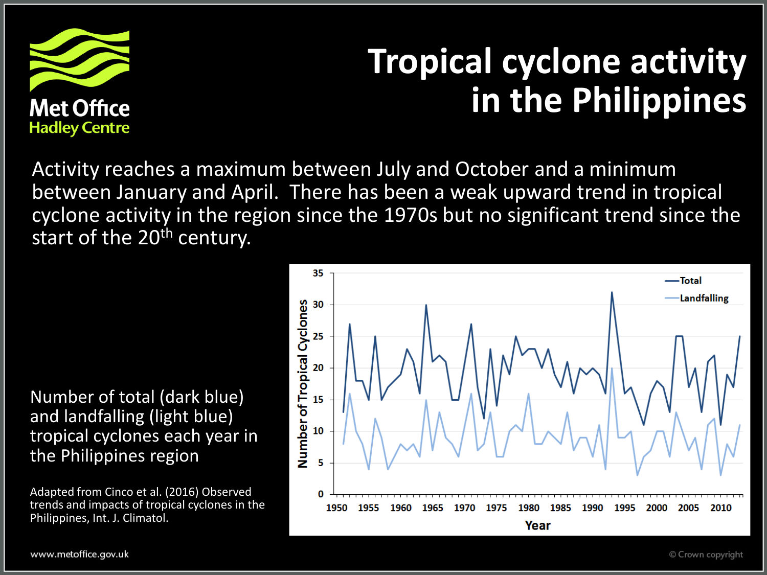# Tropical cyclone activity in the Philippines

Activity reaches a maximum between July and October and a minimum between January and April. There has been a weak upward trend in tropical cyclone activity in the region since the 1970s but no significant trend since the start of the 20th century.

Number of total (dark blue) and landfalling (light blue) tropical cyclones each year in the Philippines region

Adapted from Cinco et al. (2016) Observed trends and impacts of tropical cyclones in the Philippines, Int. J. Climatol.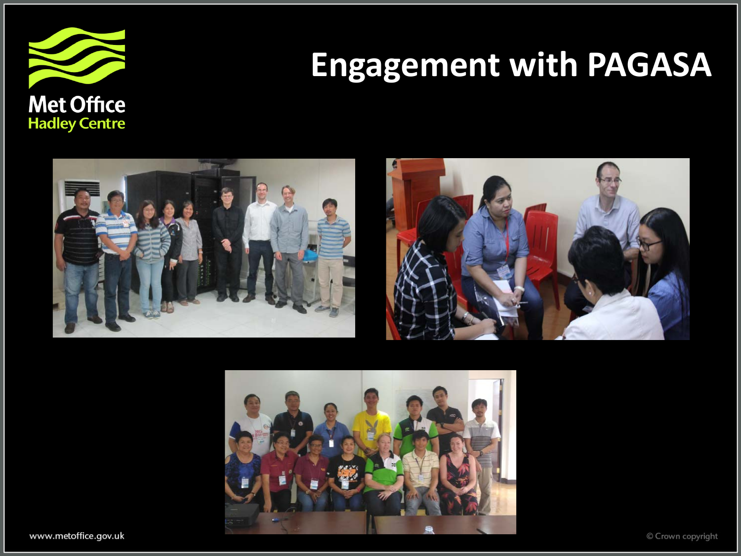# Engagement with PAGASA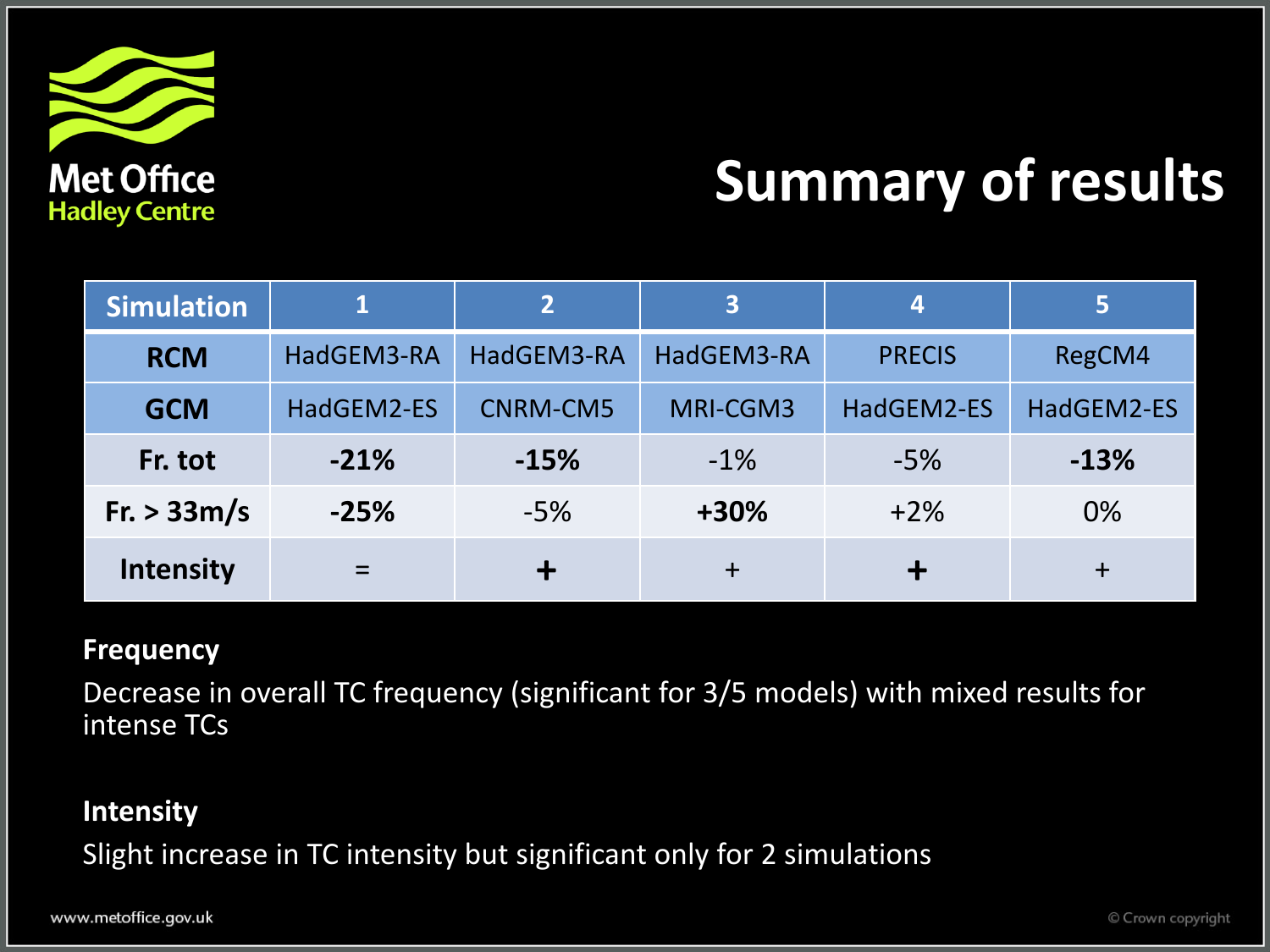# Summary of results

| Simulation | 1 | 2 | 3 | 4 | 5 |
|---|---|---|---|---|---|
| **RCM** | HadGEM3-RA | HadGEM3-RA | HadGEM3-RA | PRECIS | RegCM4 |
| **GCM** | HadGEM2-ES | CNRM-CM5 | MRI-CGM3 | HadGEM2-ES | HadGEM2-ES |
| **Fr. tot** | **-21%** | **-15%** | -1% | -5% | **-13%** |
| **Fr. > 33m/s** | **-25%** | -5% | **+30%** | +2% | 0% |
| **Intensity** | = | **+** | + | **+** | + |

**Frequency**

Decrease in overall TC frequency (significant for 3/5 models) with mixed results for intense TCs

**Intensity**

Slight increase in TC intensity but significant only for 2 simulations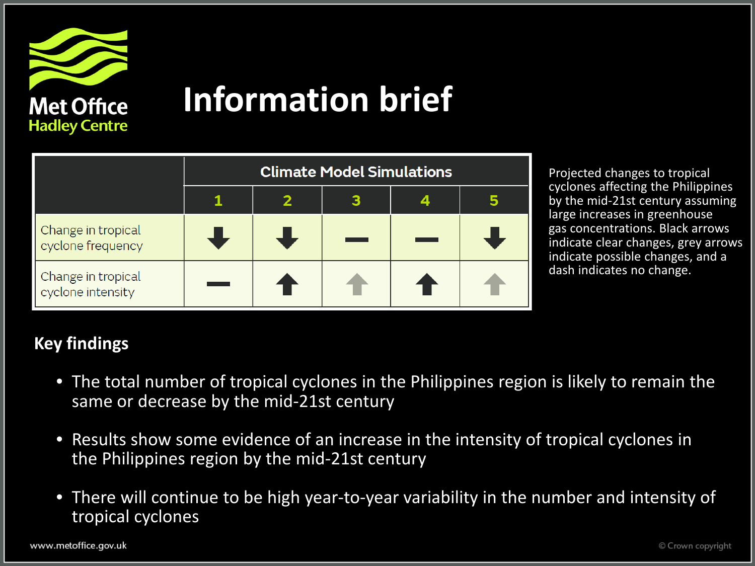# Information brief

| | Climate Model Simulations | | | | |
|---|---|---|---|---|---|
| | 1 | 2 | 3 | 4 | 5 |
| Change in tropical cyclone frequency | ↓ | ↓ | — | — | ↓ |
| Change in tropical cyclone intensity | — | ↑ | ↑ (grey) | ↑ | ↑ (grey) |

Projected changes to tropical cyclones affecting the Philippines by the mid-21st century assuming large increases in greenhouse gas concentrations. Black arrows indicate clear changes, grey arrows indicate possible changes, and a dash indicates no change.

## Key findings

- The total number of tropical cyclones in the Philippines region is likely to remain the same or decrease by the mid-21st century
- Results show some evidence of an increase in the intensity of tropical cyclones in the Philippines region by the mid-21st century
- There will continue to be high year-to-year variability in the number and intensity of tropical cyclones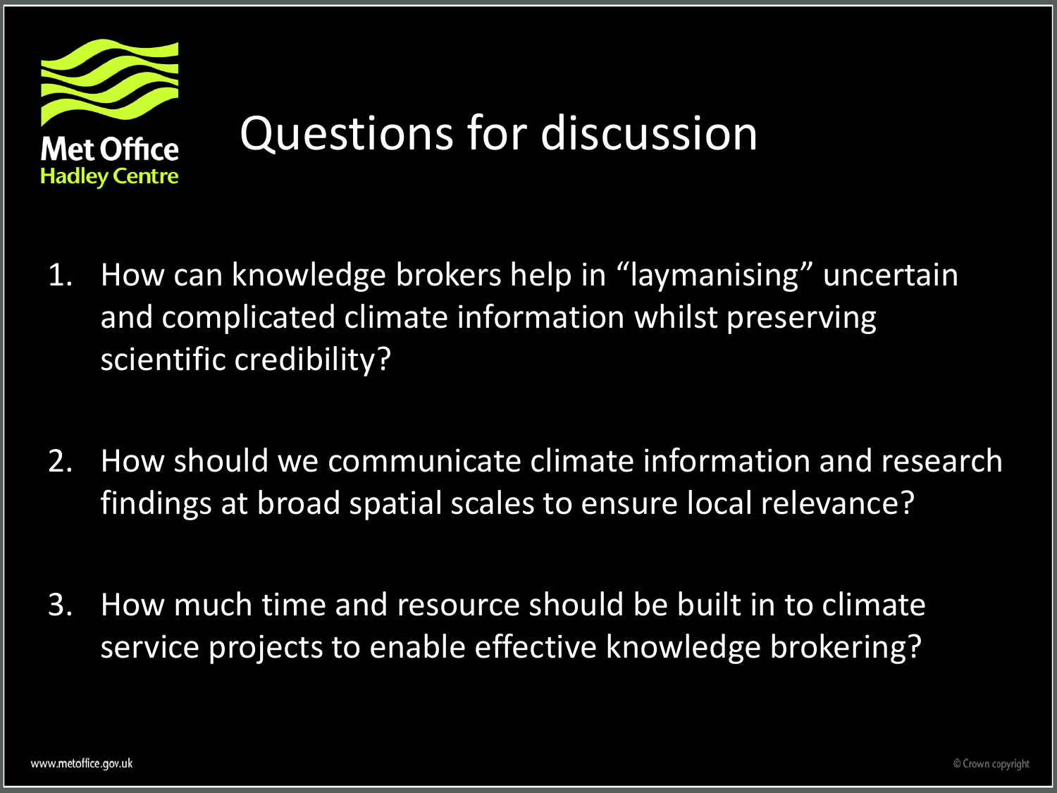# Questions for discussion

1. How can knowledge brokers help in "laymanising" uncertain and complicated climate information whilst preserving scientific credibility?

2. How should we communicate climate information and research findings at broad spatial scales to ensure local relevance?

3. How much time and resource should be built in to climate service projects to enable effective knowledge brokering?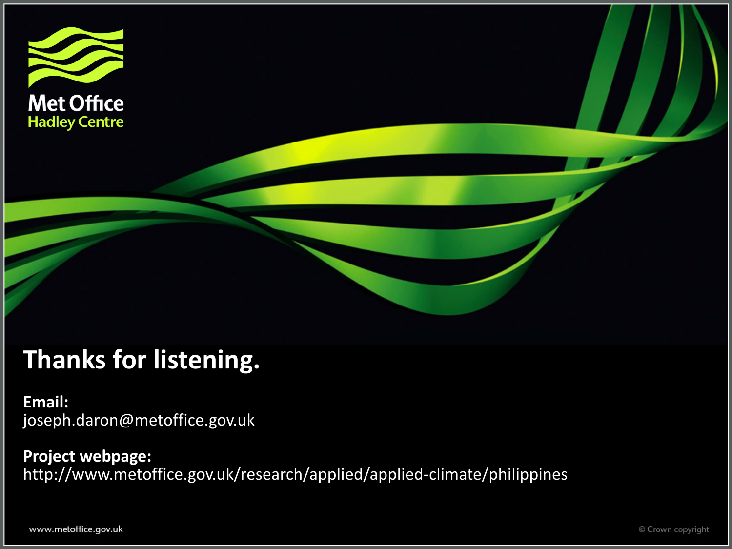Met Office
Hadley Centre

# Thanks for listening.

**Email:**
joseph.daron@metoffice.gov.uk

**Project webpage:**
http://www.metoffice.gov.uk/research/applied/applied-climate/philippines